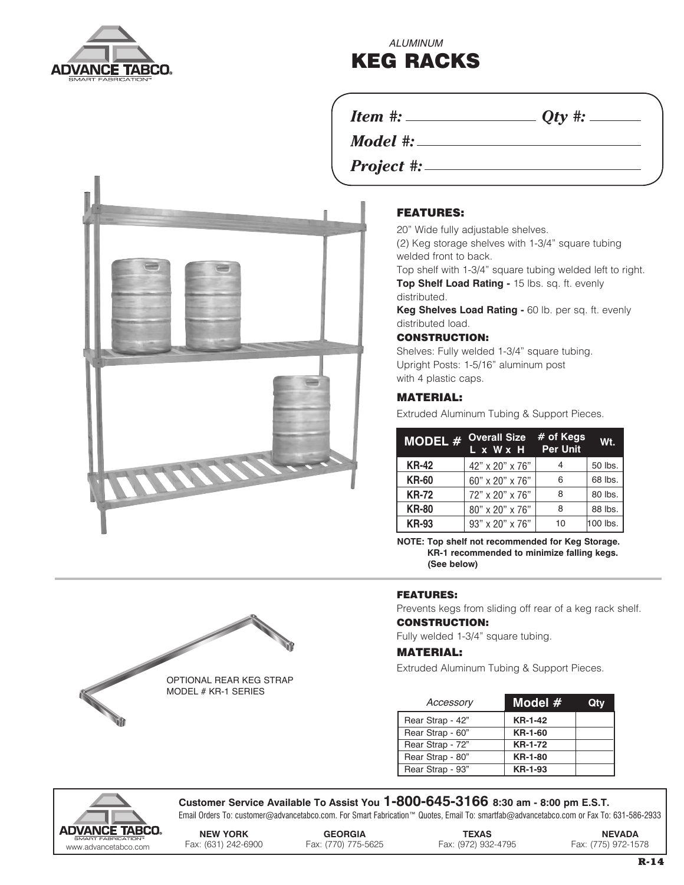ADVANCE TABCO®
SMART FABRICATION™

*ALUMINUM*

# KEG RACKS

*Item #:* ________________ *Qty #:* ________

*Model #:* ________________________________

*Project #:* ______________________________

## FEATURES:

20" Wide fully adjustable shelves.
(2) Keg storage shelves with 1-3/4" square tubing welded front to back.
Top shelf with 1-3/4" square tubing welded left to right.
**Top Shelf Load Rating -** 15 lbs. sq. ft. evenly distributed.
**Keg Shelves Load Rating -** 60 lb. per sq. ft. evenly distributed load.

## CONSTRUCTION:

Shelves: Fully welded 1-3/4" square tubing.
Upright Posts: 1-5/16" aluminum post with 4 plastic caps.

## MATERIAL:

Extruded Aluminum Tubing & Support Pieces.

| MODEL # | Overall Size L x W x H | # of Kegs Per Unit | Wt. |
|---|---|---|---|
| **KR-42** | 42" x 20" x 76" | 4 | 50 lbs. |
| **KR-60** | 60" x 20" x 76" | 6 | 68 lbs. |
| **KR-72** | 72" x 20" x 76" | 8 | 80 lbs. |
| **KR-80** | 80" x 20" x 76" | 8 | 88 lbs. |
| **KR-93** | 93" x 20" x 76" | 10 | 100 lbs. |

**NOTE: Top shelf not recommended for Keg Storage.
KR-1 recommended to minimize falling kegs.
(See below)**

OPTIONAL REAR KEG STRAP
MODEL # KR-1 SERIES

## FEATURES:

Prevents kegs from sliding off rear of a keg rack shelf.

## CONSTRUCTION:

Fully welded 1-3/4" square tubing.

## MATERIAL:

Extruded Aluminum Tubing & Support Pieces.

| *Accessory* | Model # | Qty |
|---|---|---|
| Rear Strap - 42" | **KR-1-42** | |
| Rear Strap - 60" | **KR-1-60** | |
| Rear Strap - 72" | **KR-1-72** | |
| Rear Strap - 80" | **KR-1-80** | |
| Rear Strap - 93" | **KR-1-93** | |

**Customer Service Available To Assist You 1-800-645-3166 8:30 am - 8:00 pm E.S.T.**

Email Orders To: customer@advancetabco.com. For Smart Fabrication™ Quotes, Email To: smartfab@advancetabco.com or Fax To: 631-586-2933

ADVANCE TABCO®
SMART FABRICATION™
www.advancetabco.com

| NEW YORK | GEORGIA | TEXAS | NEVADA |
|---|---|---|---|
| Fax: (631) 242-6900 | Fax: (770) 775-5625 | Fax: (972) 932-4795 | Fax: (775) 972-1578 |

**R-14**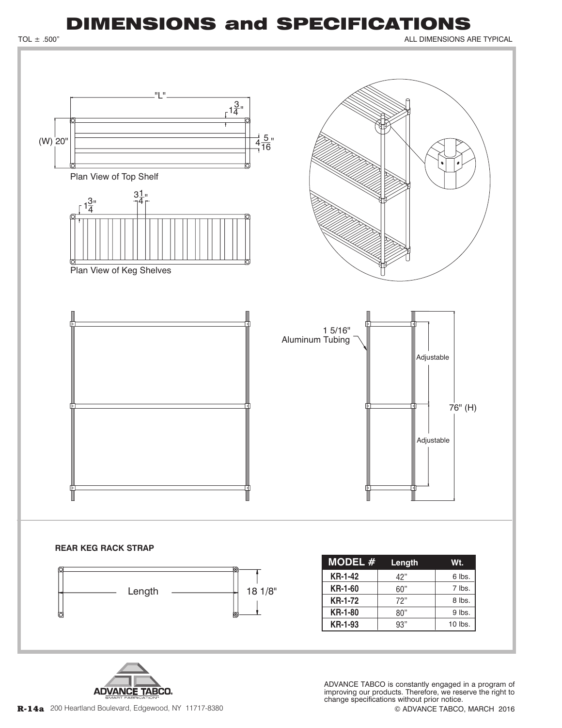# DIMENSIONS and SPECIFICATIONS

TOL ± .500"

ALL DIMENSIONS ARE TYPICAL

"L"

$1\frac{3}{4}$"

(W) 20"

$4\frac{5}{16}$"

Plan View of Top Shelf

$3\frac{1}{4}$"

$1\frac{3}{4}$"

Plan View of Keg Shelves

1 5/16" Aluminum Tubing

Adjustable

76" (H)

Adjustable

**REAR KEG RACK STRAP**

Length

18 1/8"

| MODEL # | Length | Wt. |
|---|---|---|
| KR-1-42 | 42" | 6 lbs. |
| KR-1-60 | 60" | 7 lbs. |
| KR-1-72 | 72" | 8 lbs. |
| KR-1-80 | 80" | 9 lbs. |
| KR-1-93 | 93" | 10 lbs. |

ADVANCE TABCO SMART FABRICATION™

ADVANCE TABCO is constantly engaged in a program of improving our products. Therefore, we reserve the right to change specifications without prior notice.

R-14a 200 Heartland Boulevard, Edgewood, NY 11717-8380

© ADVANCE TABCO, MARCH 2016